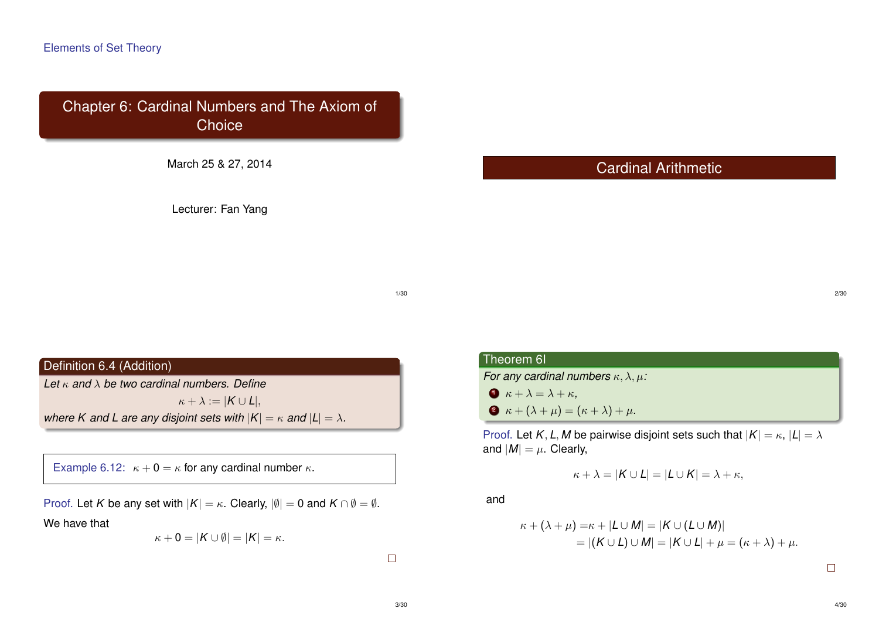Elements of Set Theory

# Chapter 6: Cardinal Numbers and The Axiom of Choice

March 25 & 27, 2014

Lecturer: Fan Yang

## Cardinal Arithmetic

**Definition 6.4 (Addition)**

*Let $\kappa$ and $\lambda$ be two cardinal numbers. Define*

$$\kappa + \lambda := |K \cup L|,$$

*where $K$ and $L$ are any disjoint sets with $|K| = \kappa$ and $|L| = \lambda$.*

Example 6.12: $\kappa + 0 = \kappa$ for any cardinal number $\kappa$.

Proof. Let $K$ be any set with $|K| = \kappa$. Clearly, $|\emptyset| = 0$ and $K \cap \emptyset = \emptyset$.

We have that

$$\kappa + 0 = |K \cup \emptyset| = |K| = \kappa.$$

□

**Theorem 6I**

*For any cardinal numbers $\kappa, \lambda, \mu$:*

1. $\kappa + \lambda = \lambda + \kappa$,
2. $\kappa + (\lambda + \mu) = (\kappa + \lambda) + \mu$.

Proof. Let $K, L, M$ be pairwise disjoint sets such that $|K| = \kappa$, $|L| = \lambda$ and $|M| = \mu$. Clearly,

$$\kappa + \lambda = |K \cup L| = |L \cup K| = \lambda + \kappa,$$

and

$$\begin{aligned} \kappa + (\lambda + \mu) &= \kappa + |L \cup M| = |K \cup (L \cup M)| \\ &= |(K \cup L) \cup M| = |K \cup L| + \mu = (\kappa + \lambda) + \mu. \end{aligned}$$

□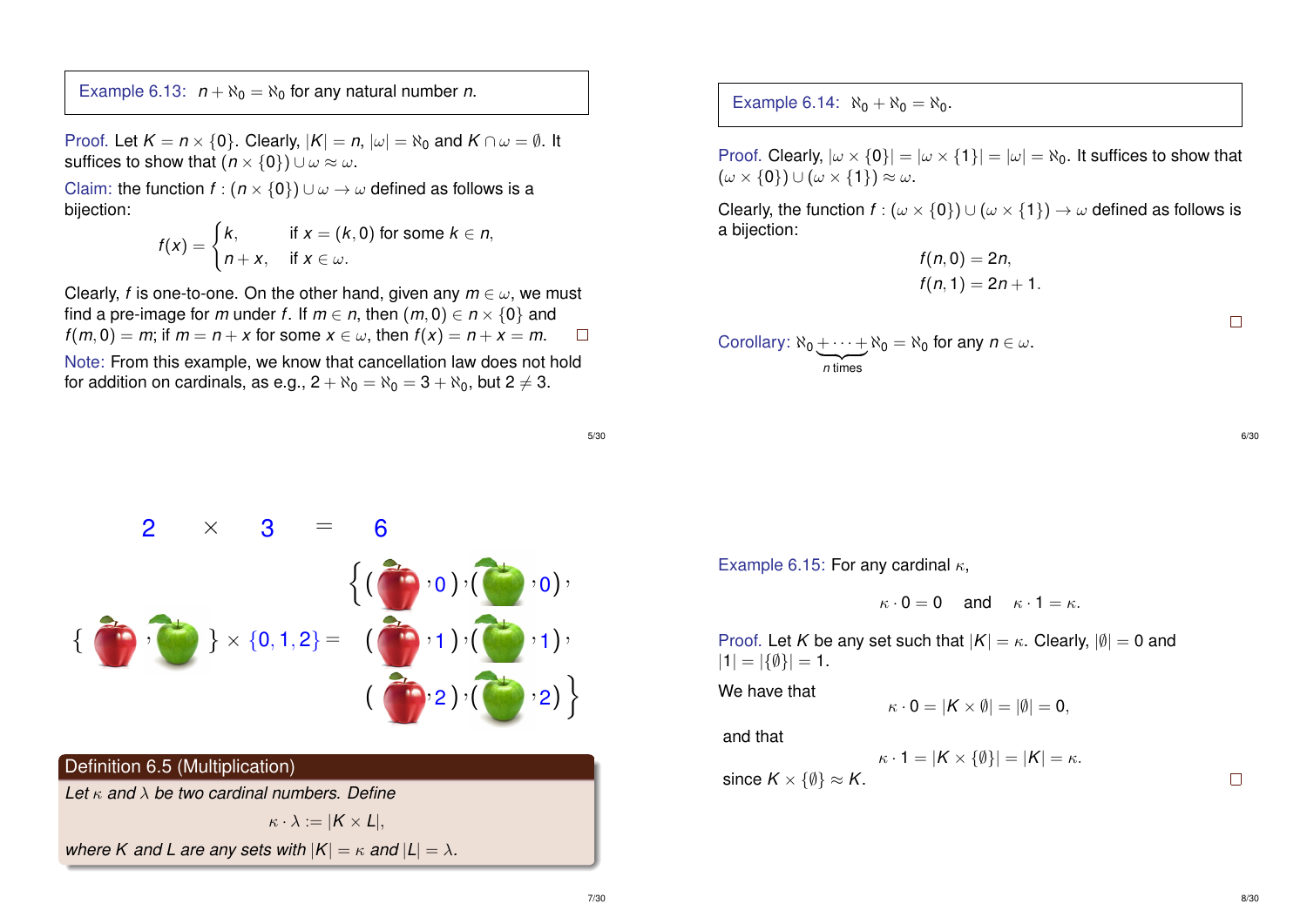Example 6.13: $n + \aleph_0 = \aleph_0$ for any natural number $n$.

Proof. Let $K = n \times \{0\}$. Clearly, $|K| = n$, $|\omega| = \aleph_0$ and $K \cap \omega = \emptyset$. It suffices to show that $(n \times \{0\}) \cup \omega \approx \omega$.

Claim: the function $f : (n \times \{0\}) \cup \omega \to \omega$ defined as follows is a bijection:

$$f(x) = \begin{cases} k, & \text{if } x = (k, 0) \text{ for some } k \in n, \\ n + x, & \text{if } x \in \omega. \end{cases}$$

Clearly, $f$ is one-to-one. On the other hand, given any $m \in \omega$, we must find a pre-image for $m$ under $f$. If $m \in n$, then $(m, 0) \in n \times \{0\}$ and $f(m, 0) = m$; if $m = n + x$ for some $x \in \omega$, then $f(x) = n + x = m$. □

Note: From this example, we know that cancellation law does not hold for addition on cardinals, as e.g., $2 + \aleph_0 = \aleph_0 = 3 + \aleph_0$, but $2 \neq 3$.

Example 6.14: $\aleph_0 + \aleph_0 = \aleph_0$.

Proof. Clearly, $|\omega \times \{0\}| = |\omega \times \{1\}| = |\omega| = \aleph_0$. It suffices to show that $(\omega \times \{0\}) \cup (\omega \times \{1\}) \approx \omega$.

Clearly, the function $f : (\omega \times \{0\}) \cup (\omega \times \{1\}) \to \omega$ defined as follows is a bijection:

$$f(n, 0) = 2n,$$
$$f(n, 1) = 2n + 1.$$

□

Corollary: $\underbrace{\aleph_0 + \cdots + \aleph_0}_{n \text{ times}} = \aleph_0$ for any $n \in \omega$.

$$2 \quad \times \quad 3 \quad = \quad 6$$

{ 🍎, 🍏 } × {0, 1, 2} = { (🍎, 0), (🍏, 0), (🍎, 1), (🍏, 1), (🍎, 2), (🍏, 2) }

**Definition 6.5 (Multiplication)**

*Let $\kappa$ and $\lambda$ be two cardinal numbers. Define*

$$\kappa \cdot \lambda := |K \times L|,$$

*where $K$ and $L$ are any sets with $|K| = \kappa$ and $|L| = \lambda$.*

Example 6.15: For any cardinal $\kappa$,

$$\kappa \cdot 0 = 0 \quad \text{and} \quad \kappa \cdot 1 = \kappa.$$

Proof. Let $K$ be any set such that $|K| = \kappa$. Clearly, $|\emptyset| = 0$ and $|1| = |\{\emptyset\}| = 1$.

We have that

$$\kappa \cdot 0 = |K \times \emptyset| = |\emptyset| = 0,$$

and that

$$\kappa \cdot 1 = |K \times \{\emptyset\}| = |K| = \kappa.$$

since $K \times \{\emptyset\} \approx K$. □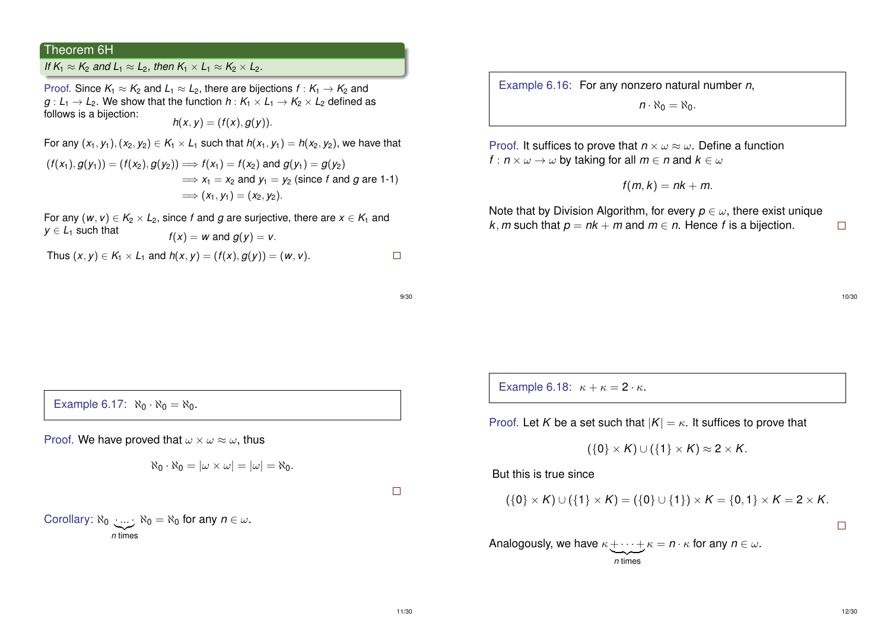### Theorem 6H

*If $K_1 \approx K_2$ and $L_1 \approx L_2$, then $K_1 \times L_1 \approx K_2 \times L_2$.*

Proof. Since $K_1 \approx K_2$ and $L_1 \approx L_2$, there are bijections $f : K_1 \to K_2$ and $g : L_1 \to L_2$. We show that the function $h : K_1 \times L_1 \to K_2 \times L_2$ defined as follows is a bijection:

$$h(x, y) = (f(x), g(y)).$$

For any $(x_1, y_1), (x_2, y_2) \in K_1 \times L_1$ such that $h(x_1, y_1) = h(x_2, y_2)$, we have that

$$
\begin{aligned}
(f(x_1), g(y_1)) = (f(x_2), g(y_2)) &\implies f(x_1) = f(x_2) \text{ and } g(y_1) = g(y_2) \\
&\implies x_1 = x_2 \text{ and } y_1 = y_2 \text{ (since } f \text{ and } g \text{ are 1-1)} \\
&\implies (x_1, y_1) = (x_2, y_2).
\end{aligned}
$$

For any $(w, v) \in K_2 \times L_2$, since $f$ and $g$ are surjective, there are $x \in K_1$ and $y \in L_1$ such that

$$f(x) = w \text{ and } g(y) = v.$$

Thus $(x, y) \in K_1 \times L_1$ and $h(x, y) = (f(x), g(y)) = (w, v)$. □

**Example 6.16:** For any nonzero natural number $n$,

$$n \cdot \aleph_0 = \aleph_0.$$

Proof. It suffices to prove that $n \times \omega \approx \omega$. Define a function $f : n \times \omega \to \omega$ by taking for all $m \in n$ and $k \in \omega$

$$f(m, k) = nk + m.$$

Note that by Division Algorithm, for every $p \in \omega$, there exist unique $k, m$ such that $p = nk + m$ and $m \in n$. Hence $f$ is a bijection. □

**Example 6.17:** $\aleph_0 \cdot \aleph_0 = \aleph_0$.

Proof. We have proved that $\omega \times \omega \approx \omega$, thus

$$\aleph_0 \cdot \aleph_0 = |\omega \times \omega| = |\omega| = \aleph_0.$$

□

Corollary: $\aleph_0 \underbrace{\cdot \ldots \cdot}_{n \text{ times}} \aleph_0 = \aleph_0$ for any $n \in \omega$.

**Example 6.18:** $\kappa + \kappa = 2 \cdot \kappa$.

Proof. Let $K$ be a set such that $|K| = \kappa$. It suffices to prove that

$$(\{0\} \times K) \cup (\{1\} \times K) \approx 2 \times K.$$

But this is true since

$$(\{0\} \times K) \cup (\{1\} \times K) = (\{0\} \cup \{1\}) \times K = \{0, 1\} \times K = 2 \times K.$$

□

Analogously, we have $\kappa \underbrace{+ \cdots +}_{n \text{ times}} \kappa = n \cdot \kappa$ for any $n \in \omega$.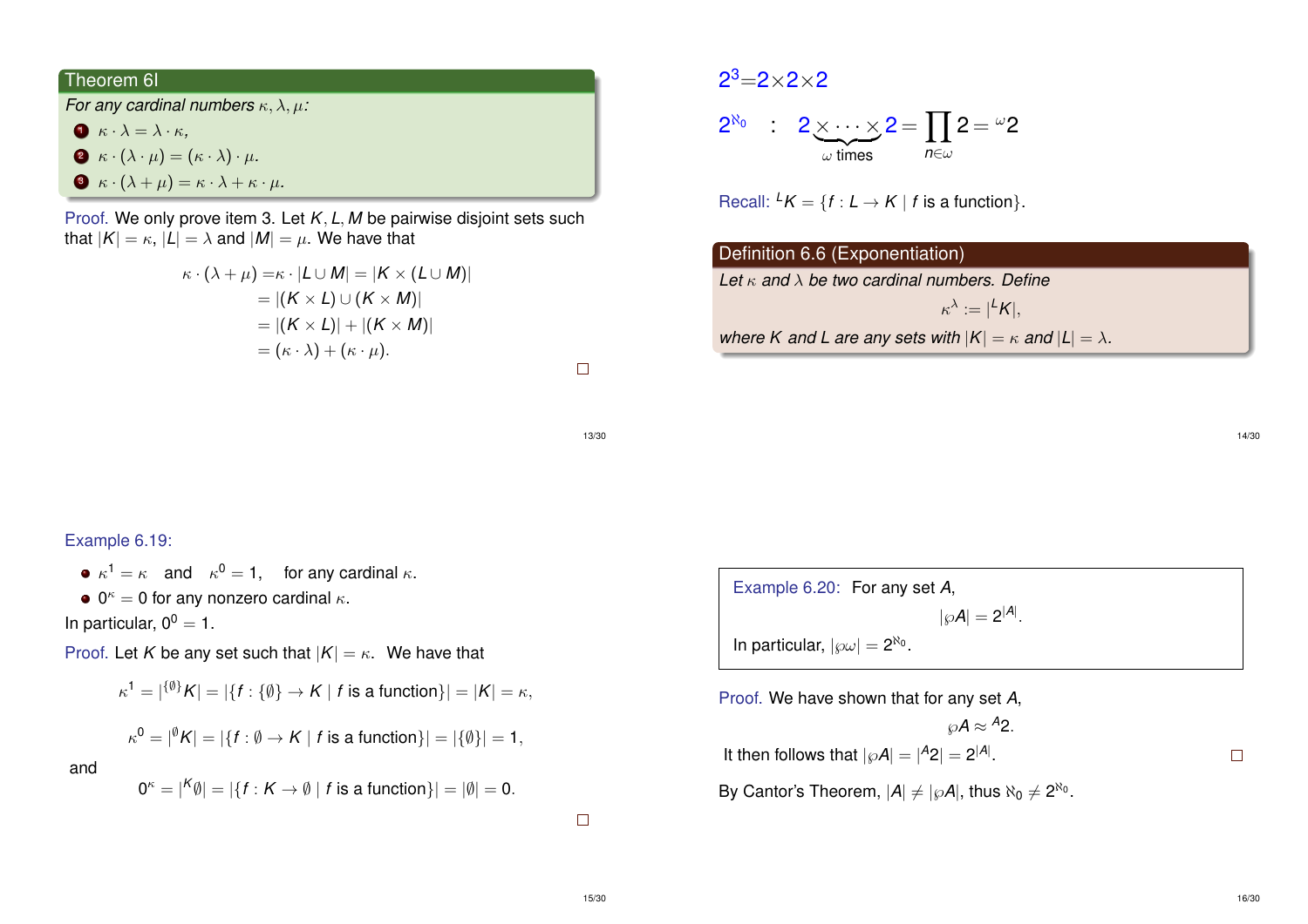### Theorem 6I

*For any cardinal numbers $\kappa, \lambda, \mu$:*

1. $\kappa \cdot \lambda = \lambda \cdot \kappa$,
2. $\kappa \cdot (\lambda \cdot \mu) = (\kappa \cdot \lambda) \cdot \mu$.
3. $\kappa \cdot (\lambda + \mu) = \kappa \cdot \lambda + \kappa \cdot \mu$.

Proof. We only prove item 3. Let $K, L, M$ be pairwise disjoint sets such that $|K| = \kappa$, $|L| = \lambda$ and $|M| = \mu$. We have that

$$
\begin{aligned}
\kappa \cdot (\lambda + \mu) &= \kappa \cdot |L \cup M| = |K \times (L \cup M)| \\
&= |(K \times L) \cup (K \times M)| \\
&= |(K \times L)| + |(K \times M)| \\
&= (\kappa \cdot \lambda) + (\kappa \cdot \mu).
\end{aligned}
$$

□

$2^3 = 2 \times 2 \times 2$

$$2^{\aleph_0} \quad : \quad 2 \underbrace{\times \cdots \times}_{\omega \text{ times}} 2 = \prod_{n \in \omega} 2 = {}^{\omega}2$$

Recall: ${}^{L}K = \{f : L \to K \mid f \text{ is a function}\}$.

### Definition 6.6 (Exponentiation)

*Let $\kappa$ and $\lambda$ be two cardinal numbers. Define*

$$\kappa^{\lambda} := |{}^{L}K|,$$

*where $K$ and $L$ are any sets with $|K| = \kappa$ and $|L| = \lambda$.*

Example 6.19:

- $\kappa^1 = \kappa$ and $\kappa^0 = 1$, for any cardinal $\kappa$.
- $0^{\kappa} = 0$ for any nonzero cardinal $\kappa$.

In particular, $0^0 = 1$.

Proof. Let $K$ be any set such that $|K| = \kappa$. We have that

$$\kappa^1 = |{}^{\{\emptyset\}}K| = |\{f : \{\emptyset\} \to K \mid f \text{ is a function}\}| = |K| = \kappa,$$

$$\kappa^0 = |{}^{\emptyset}K| = |\{f : \emptyset \to K \mid f \text{ is a function}\}| = |\{\emptyset\}| = 1,$$

and

$$0^{\kappa} = |{}^{K}\emptyset| = |\{f : K \to \emptyset \mid f \text{ is a function}\}| = |\emptyset| = 0.$$

□

Example 6.20: For any set $A$,

$$|\wp A| = 2^{|A|}.$$

In particular, $|\wp\omega| = 2^{\aleph_0}$.

Proof. We have shown that for any set $A$,

$$\wp A \approx {}^{A}2.$$

It then follows that $|\wp A| = |{}^{A}2| = 2^{|A|}$. □

By Cantor's Theorem, $|A| \neq |\wp A|$, thus $\aleph_0 \neq 2^{\aleph_0}$.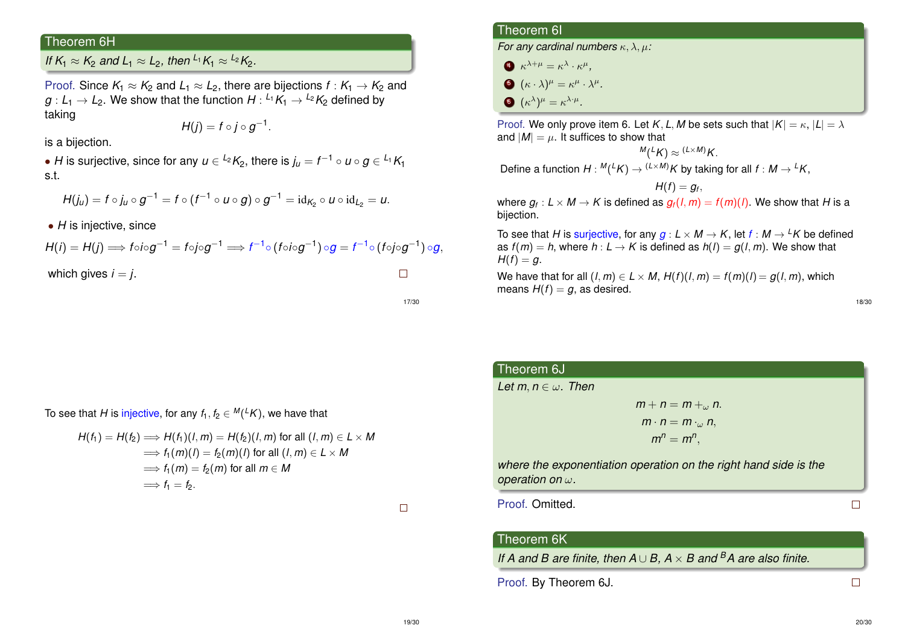## Theorem 6H

*If $K_1 \approx K_2$ and $L_1 \approx L_2$, then ${}^{L_1}K_1 \approx {}^{L_2}K_2$.*

Proof. Since $K_1 \approx K_2$ and $L_1 \approx L_2$, there are bijections $f : K_1 \to K_2$ and $g : L_1 \to L_2$. We show that the function $H : {}^{L_1}K_1 \to {}^{L_2}K_2$ defined by taking

$$H(j) = f \circ j \circ g^{-1}.$$

is a bijection.

- $H$ is surjective, since for any $u \in {}^{L_2}K_2$, there is $j_u = f^{-1} \circ u \circ g \in {}^{L_1}K_1$ s.t.

$$H(j_u) = f \circ j_u \circ g^{-1} = f \circ (f^{-1} \circ u \circ g) \circ g^{-1} = \mathrm{id}_{K_2} \circ u \circ \mathrm{id}_{L_2} = u.$$

- $H$ is injective, since

$$H(i) = H(j) \Longrightarrow f \circ i \circ g^{-1} = f \circ j \circ g^{-1} \Longrightarrow f^{-1} \circ (f \circ i \circ g^{-1}) \circ g = f^{-1} \circ (f \circ j \circ g^{-1}) \circ g,$$

which gives $i = j$. □

## Theorem 6I

*For any cardinal numbers $\kappa, \lambda, \mu$:*

4. $\kappa^{\lambda+\mu} = \kappa^\lambda \cdot \kappa^\mu$,
5. $(\kappa \cdot \lambda)^\mu = \kappa^\mu \cdot \lambda^\mu$.
6. $(\kappa^\lambda)^\mu = \kappa^{\lambda \cdot \mu}$.

Proof. We only prove item 6. Let $K, L, M$ be sets such that $|K| = \kappa$, $|L| = \lambda$ and $|M| = \mu$. It suffices to show that

$${}^{M}({}^{L}K) \approx {}^{(L \times M)}K.$$

Define a function $H : {}^{M}({}^{L}K) \to {}^{(L \times M)}K$ by taking for all $f : M \to {}^{L}K$,

$$H(f) = g_f,$$

where $g_f : L \times M \to K$ is defined as $g_f(l, m) = f(m)(l)$. We show that $H$ is a bijection.

To see that $H$ is surjective, for any $g : L \times M \to K$, let $f : M \to {}^{L}K$ be defined as $f(m) = h$, where $h : L \to K$ is defined as $h(l) = g(l, m)$. We show that $H(f) = g$.

We have that for all $(l, m) \in L \times M$, $H(f)(l, m) = f(m)(l) = g(l, m)$, which means $H(f) = g$, as desired.

To see that $H$ is injective, for any $f_1, f_2 \in {}^{M}({}^{L}K)$, we have that

$$\begin{aligned}
H(f_1) = H(f_2) &\Longrightarrow H(f_1)(l, m) = H(f_2)(l, m) \text{ for all } (l, m) \in L \times M \\
&\Longrightarrow f_1(m)(l) = f_2(m)(l) \text{ for all } (l, m) \in L \times M \\
&\Longrightarrow f_1(m) = f_2(m) \text{ for all } m \in M \\
&\Longrightarrow f_1 = f_2.
\end{aligned}$$

□

## Theorem 6J

*Let $m, n \in \omega$. Then*

$$m + n = m +_\omega n.$$
$$m \cdot n = m \cdot_\omega n,$$
$$m^n = m^n,$$

*where the exponentiation operation on the right hand side is the operation on $\omega$.*

Proof. Omitted. □

## Theorem 6K

*If $A$ and $B$ are finite, then $A \cup B$, $A \times B$ and ${}^{B}A$ are also finite.*

Proof. By Theorem 6J. □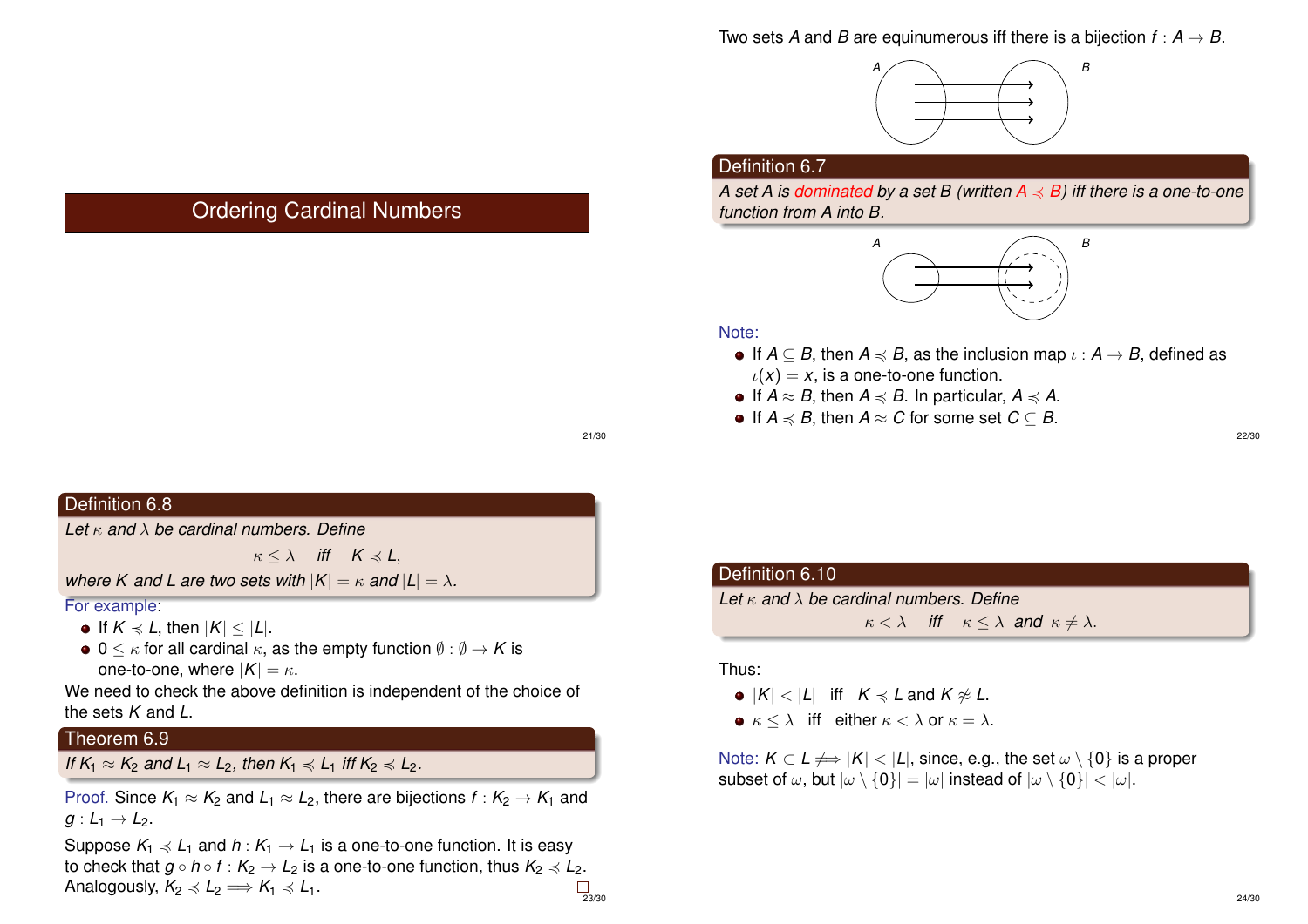# Ordering Cardinal Numbers

Two sets $A$ and $B$ are equinumerous iff there is a bijection $f : A \to B$.

**Definition 6.7**

*A set $A$ is dominated by a set $B$ (written $A \preccurlyeq B$) iff there is a one-to-one function from $A$ into $B$.*

Note:

- If $A \subseteq B$, then $A \preccurlyeq B$, as the inclusion map $\iota : A \to B$, defined as $\iota(x) = x$, is a one-to-one function.
- If $A \approx B$, then $A \preccurlyeq B$. In particular, $A \preccurlyeq A$.
- If $A \preccurlyeq B$, then $A \approx C$ for some set $C \subseteq B$.

**Definition 6.8**

*Let $\kappa$ and $\lambda$ be cardinal numbers. Define*

$$\kappa \leq \lambda \quad \text{iff} \quad K \preccurlyeq L,$$

*where $K$ and $L$ are two sets with $|K| = \kappa$ and $|L| = \lambda$.*

For example:

- If $K \preccurlyeq L$, then $|K| \leq |L|$.
- $0 \leq \kappa$ for all cardinal $\kappa$, as the empty function $\emptyset : \emptyset \to K$ is one-to-one, where $|K| = \kappa$.

We need to check the above definition is independent of the choice of the sets $K$ and $L$.

**Theorem 6.9**

*If $K_1 \approx K_2$ and $L_1 \approx L_2$, then $K_1 \preccurlyeq L_1$ iff $K_2 \preccurlyeq L_2$.*

Proof. Since $K_1 \approx K_2$ and $L_1 \approx L_2$, there are bijections $f : K_2 \to K_1$ and $g : L_1 \to L_2$.

Suppose $K_1 \preccurlyeq L_1$ and $h : K_1 \to L_1$ is a one-to-one function. It is easy to check that $g \circ h \circ f : K_2 \to L_2$ is a one-to-one function, thus $K_2 \preccurlyeq L_2$. Analogously, $K_2 \preccurlyeq L_2 \implies K_1 \preccurlyeq L_1$. □

**Definition 6.10**

*Let $\kappa$ and $\lambda$ be cardinal numbers. Define*

$$\kappa < \lambda \quad \text{iff} \quad \kappa \leq \lambda \text{ and } \kappa \neq \lambda.$$

Thus:

- $|K| < |L|$ iff $K \preccurlyeq L$ and $K \not\approx L$.
- $\kappa \leq \lambda$ iff either $\kappa < \lambda$ or $\kappa = \lambda$.

Note: $K \subset L \not\Longrightarrow |K| < |L|$, since, e.g., the set $\omega \setminus \{0\}$ is a proper subset of $\omega$, but $|\omega \setminus \{0\}| = |\omega|$ instead of $|\omega \setminus \{0\}| < |\omega|$.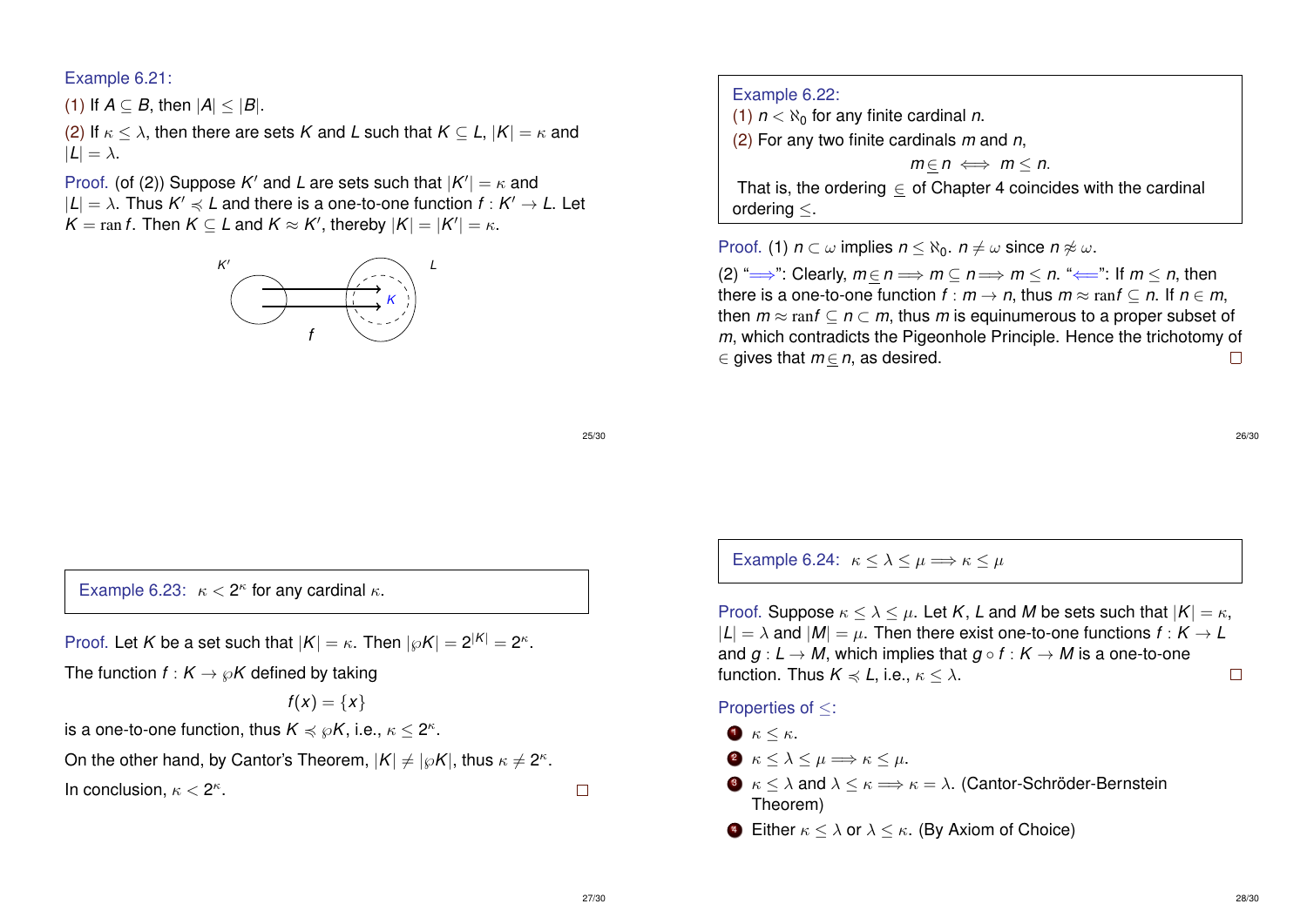Example 6.21:

(1) If $A \subseteq B$, then $|A| \leq |B|$.

(2) If $\kappa \leq \lambda$, then there are sets $K$ and $L$ such that $K \subseteq L$, $|K| = \kappa$ and $|L| = \lambda$.

Proof. (of (2)) Suppose $K'$ and $L$ are sets such that $|K'| = \kappa$ and $|L| = \lambda$. Thus $K' \preccurlyeq L$ and there is a one-to-one function $f : K' \to L$. Let $K = \operatorname{ran} f$. Then $K \subseteq L$ and $K \approx K'$, thereby $|K| = |K'| = \kappa$.

Example 6.22:

(1) $n < \aleph_0$ for any finite cardinal $n$.

(2) For any two finite cardinals $m$ and $n$,

$$m \in n \iff m \leq n.$$

That is, the ordering $\in$ of Chapter 4 coincides with the cardinal ordering $\leq$.

Proof. (1) $n \subset \omega$ implies $n \leq \aleph_0$. $n \neq \omega$ since $n \not\approx \omega$.

(2) "$\Longrightarrow$": Clearly, $m \in n \Longrightarrow m \subseteq n \Longrightarrow m \leq n$. "$\Longleftarrow$": If $m \leq n$, then there is a one-to-one function $f : m \to n$, thus $m \approx \operatorname{ran} f \subseteq n$. If $n \in m$, then $m \approx \operatorname{ran} f \subseteq n \subset m$, thus $m$ is equinumerous to a proper subset of $m$, which contradicts the Pigeonhole Principle. Hence the trichotomy of $\in$ gives that $m \in n$, as desired. □

Example 6.23: $\kappa < 2^\kappa$ for any cardinal $\kappa$.

Proof. Let $K$ be a set such that $|K| = \kappa$. Then $|\wp K| = 2^{|K|} = 2^\kappa$.

The function $f : K \to \wp K$ defined by taking

$$f(x) = \{x\}$$

is a one-to-one function, thus $K \preccurlyeq \wp K$, i.e., $\kappa \leq 2^\kappa$.

On the other hand, by Cantor's Theorem, $|K| \neq |\wp K|$, thus $\kappa \neq 2^\kappa$.

In conclusion, $\kappa < 2^\kappa$. □

Example 6.24: $\kappa \leq \lambda \leq \mu \Longrightarrow \kappa \leq \mu$

Proof. Suppose $\kappa \leq \lambda \leq \mu$. Let $K$, $L$ and $M$ be sets such that $|K| = \kappa$, $|L| = \lambda$ and $|M| = \mu$. Then there exist one-to-one functions $f : K \to L$ and $g : L \to M$, which implies that $g \circ f : K \to M$ is a one-to-one function. Thus $K \preccurlyeq L$, i.e., $\kappa \leq \lambda$. □

Properties of $\leq$:

1. $\kappa \leq \kappa$.
2. $\kappa \leq \lambda \leq \mu \Longrightarrow \kappa \leq \mu$.
3. $\kappa \leq \lambda$ and $\lambda \leq \kappa \Longrightarrow \kappa = \lambda$. (Cantor-Schröder-Bernstein Theorem)
4. Either $\kappa \leq \lambda$ or $\lambda \leq \kappa$. (By Axiom of Choice)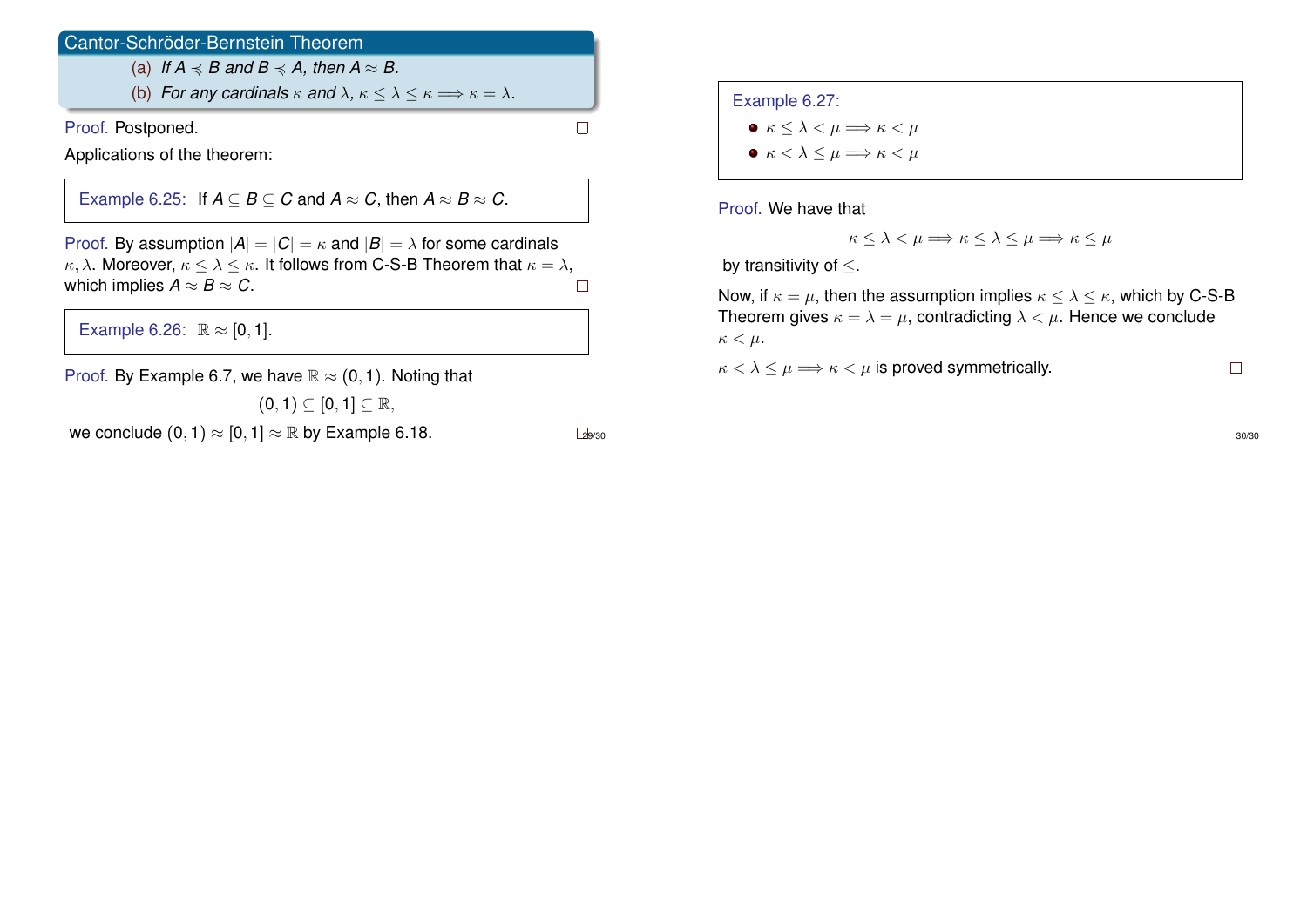## Cantor-Schröder-Bernstein Theorem

(a) *If $A \preccurlyeq B$ and $B \preccurlyeq A$, then $A \approx B$.*

(b) *For any cardinals $\kappa$ and $\lambda$, $\kappa \leq \lambda \leq \kappa \Longrightarrow \kappa = \lambda$.*

Proof. Postponed. □

Applications of the theorem:

**Example 6.25:** If $A \subseteq B \subseteq C$ and $A \approx C$, then $A \approx B \approx C$.

Proof. By assumption $|A| = |C| = \kappa$ and $|B| = \lambda$ for some cardinals $\kappa, \lambda$. Moreover, $\kappa \leq \lambda \leq \kappa$. It follows from C-S-B Theorem that $\kappa = \lambda$, which implies $A \approx B \approx C$. □

**Example 6.26:** $\mathbb{R} \approx [0, 1]$.

Proof. By Example 6.7, we have $\mathbb{R} \approx (0, 1)$. Noting that

$$(0, 1) \subseteq [0, 1] \subseteq \mathbb{R},$$

we conclude $(0, 1) \approx [0, 1] \approx \mathbb{R}$ by Example 6.18. □

**Example 6.27:**

- $\kappa \leq \lambda < \mu \Longrightarrow \kappa < \mu$
- $\kappa < \lambda \leq \mu \Longrightarrow \kappa < \mu$

Proof. We have that

$$\kappa \leq \lambda < \mu \Longrightarrow \kappa \leq \lambda \leq \mu \Longrightarrow \kappa \leq \mu$$

by transitivity of $\leq$.

Now, if $\kappa = \mu$, then the assumption implies $\kappa \leq \lambda \leq \kappa$, which by C-S-B Theorem gives $\kappa = \lambda = \mu$, contradicting $\lambda < \mu$. Hence we conclude $\kappa < \mu$.

$\kappa < \lambda \leq \mu \Longrightarrow \kappa < \mu$ is proved symmetrically. □